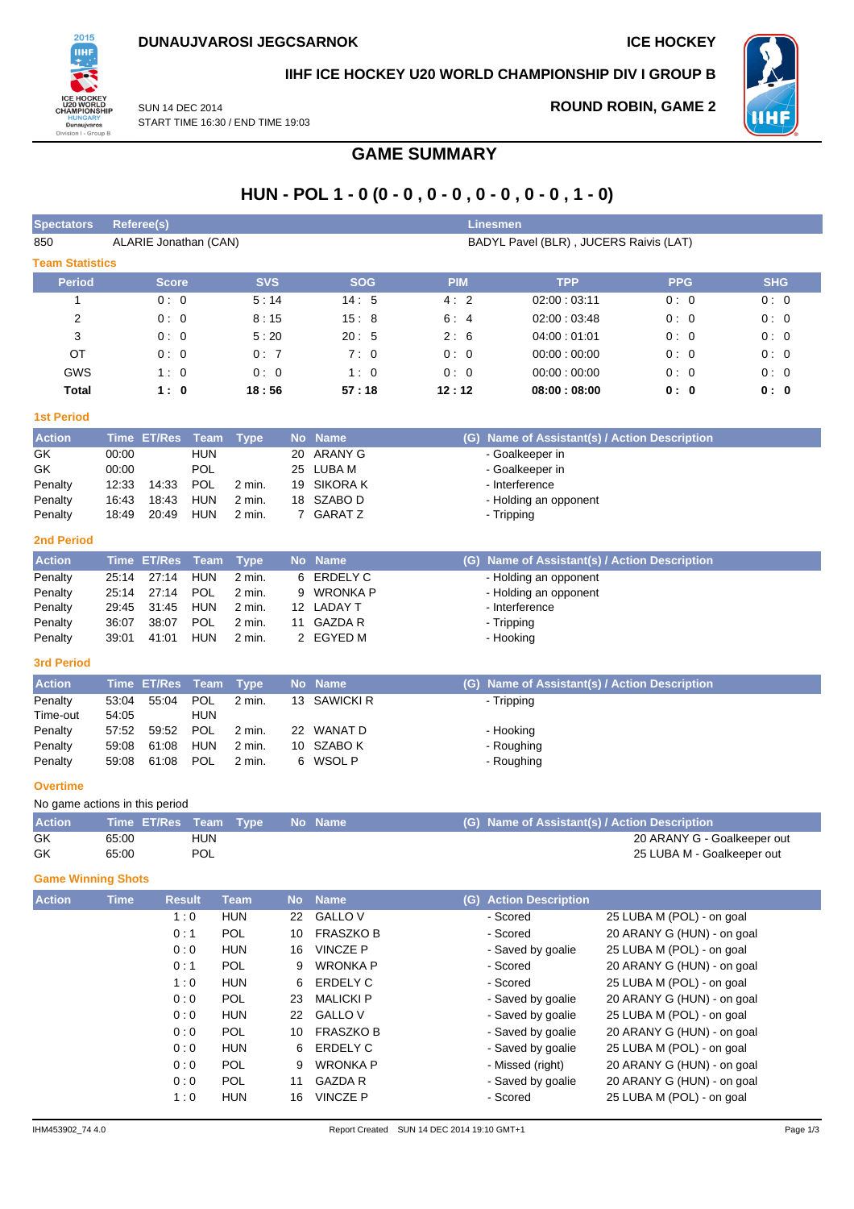**DUNAUJVAROSI JEGCSARNOK** | **ICE HOCKEY**

**IIHF ICE HOCKEY U20 WORLD CHAMPIONSHIP DIV I GROUP B**

SUN 14 DEC 2014
START TIME 16:30 / END TIME 19:03

**ROUND ROBIN, GAME 2**

# GAME SUMMARY

## HUN - POL 1 - 0 (0 - 0 , 0 - 0 , 0 - 0 , 0 - 0 , 1 - 0)

| Spectators | Referee(s) | Linesmen |
|---|---|---|
| 850 | ALARIE Jonathan (CAN) | BADYL Pavel (BLR) , JUCERS Raivis (LAT) |

### Team Statistics

| Period | Score | SVS | SOG | PIM | TPP | PPG | SHG |
|---|---|---|---|---|---|---|---|
| 1 | 0 : 0 | 5 : 14 | 14 : 5 | 4 : 2 | 02:00 : 03:11 | 0 : 0 | 0 : 0 |
| 2 | 0 : 0 | 8 : 15 | 15 : 8 | 6 : 4 | 02:00 : 03:48 | 0 : 0 | 0 : 0 |
| 3 | 0 : 0 | 5 : 20 | 20 : 5 | 2 : 6 | 04:00 : 01:01 | 0 : 0 | 0 : 0 |
| OT | 0 : 0 | 0 : 7 | 7 : 0 | 0 : 0 | 00:00 : 00:00 | 0 : 0 | 0 : 0 |
| GWS | 1 : 0 | 0 : 0 | 1 : 0 | 0 : 0 | 00:00 : 00:00 | 0 : 0 | 0 : 0 |
| **Total** | **1 : 0** | **18 : 56** | **57 : 18** | **12 : 12** | **08:00 : 08:00** | **0 : 0** | **0 : 0** |

### 1st Period

| Action | Time | ET/Res | Team | Type | No | Name | (G) | Name of Assistant(s) / Action Description |
|---|---|---|---|---|---|---|---|---|
| GK | 00:00 | | HUN | | 20 | ARANY G | | - Goalkeeper in |
| GK | 00:00 | | POL | | 25 | LUBA M | | - Goalkeeper in |
| Penalty | 12:33 | 14:33 | POL | 2 min. | 19 | SIKORA K | | - Interference |
| Penalty | 16:43 | 18:43 | HUN | 2 min. | 18 | SZABO D | | - Holding an opponent |
| Penalty | 18:49 | 20:49 | HUN | 2 min. | 7 | GARAT Z | | - Tripping |

### 2nd Period

| Action | Time | ET/Res | Team | Type | No | Name | (G) | Name of Assistant(s) / Action Description |
|---|---|---|---|---|---|---|---|---|
| Penalty | 25:14 | 27:14 | HUN | 2 min. | 6 | ERDELY C | | - Holding an opponent |
| Penalty | 25:14 | 27:14 | POL | 2 min. | 9 | WRONKA P | | - Holding an opponent |
| Penalty | 29:45 | 31:45 | HUN | 2 min. | 12 | LADAY T | | - Interference |
| Penalty | 36:07 | 38:07 | POL | 2 min. | 11 | GAZDA R | | - Tripping |
| Penalty | 39:01 | 41:01 | HUN | 2 min. | 2 | EGYED M | | - Hooking |

### 3rd Period

| Action | Time | ET/Res | Team | Type | No | Name | (G) | Name of Assistant(s) / Action Description |
|---|---|---|---|---|---|---|---|---|
| Penalty | 53:04 | 55:04 | POL | 2 min. | 13 | SAWICKI R | | - Tripping |
| Time-out | 54:05 | | HUN | | | | | |
| Penalty | 57:52 | 59:52 | POL | 2 min. | 22 | WANAT D | | - Hooking |
| Penalty | 59:08 | 61:08 | HUN | 2 min. | 10 | SZABO K | | - Roughing |
| Penalty | 59:08 | 61:08 | POL | 2 min. | 6 | WSOL P | | - Roughing |

### Overtime

No game actions in this period

| Action | Time | ET/Res | Team | Type | No | Name | (G) | Name of Assistant(s) / Action Description |
|---|---|---|---|---|---|---|---|---|
| GK | 65:00 | | HUN | | | | | 20 ARANY G - Goalkeeper out |
| GK | 65:00 | | POL | | | | | 25 LUBA M - Goalkeeper out |

### Game Winning Shots

| Action | Time | Result | Team | No | Name | (G) | Action Description | |
|---|---|---|---|---|---|---|---|---|
| | | 1 : 0 | HUN | 22 | GALLO V | | - Scored | 25 LUBA M (POL) - on goal |
| | | 0 : 1 | POL | 10 | FRASZKO B | | - Scored | 20 ARANY G (HUN) - on goal |
| | | 0 : 0 | HUN | 16 | VINCZE P | | - Saved by goalie | 25 LUBA M (POL) - on goal |
| | | 0 : 1 | POL | 9 | WRONKA P | | - Scored | 20 ARANY G (HUN) - on goal |
| | | 1 : 0 | HUN | 6 | ERDELY C | | - Scored | 25 LUBA M (POL) - on goal |
| | | 0 : 0 | POL | 23 | MALICKI P | | - Saved by goalie | 20 ARANY G (HUN) - on goal |
| | | 0 : 0 | HUN | 22 | GALLO V | | - Saved by goalie | 25 LUBA M (POL) - on goal |
| | | 0 : 0 | POL | 10 | FRASZKO B | | - Saved by goalie | 20 ARANY G (HUN) - on goal |
| | | 0 : 0 | HUN | 6 | ERDELY C | | - Saved by goalie | 25 LUBA M (POL) - on goal |
| | | 0 : 0 | POL | 9 | WRONKA P | | - Missed (right) | 20 ARANY G (HUN) - on goal |
| | | 0 : 0 | POL | 11 | GAZDA R | | - Saved by goalie | 20 ARANY G (HUN) - on goal |
| | | 1 : 0 | HUN | 16 | VINCZE P | | - Scored | 25 LUBA M (POL) - on goal |

IHM453902_74 4.0 Report Created SUN 14 DEC 2014 19:10 GMT+1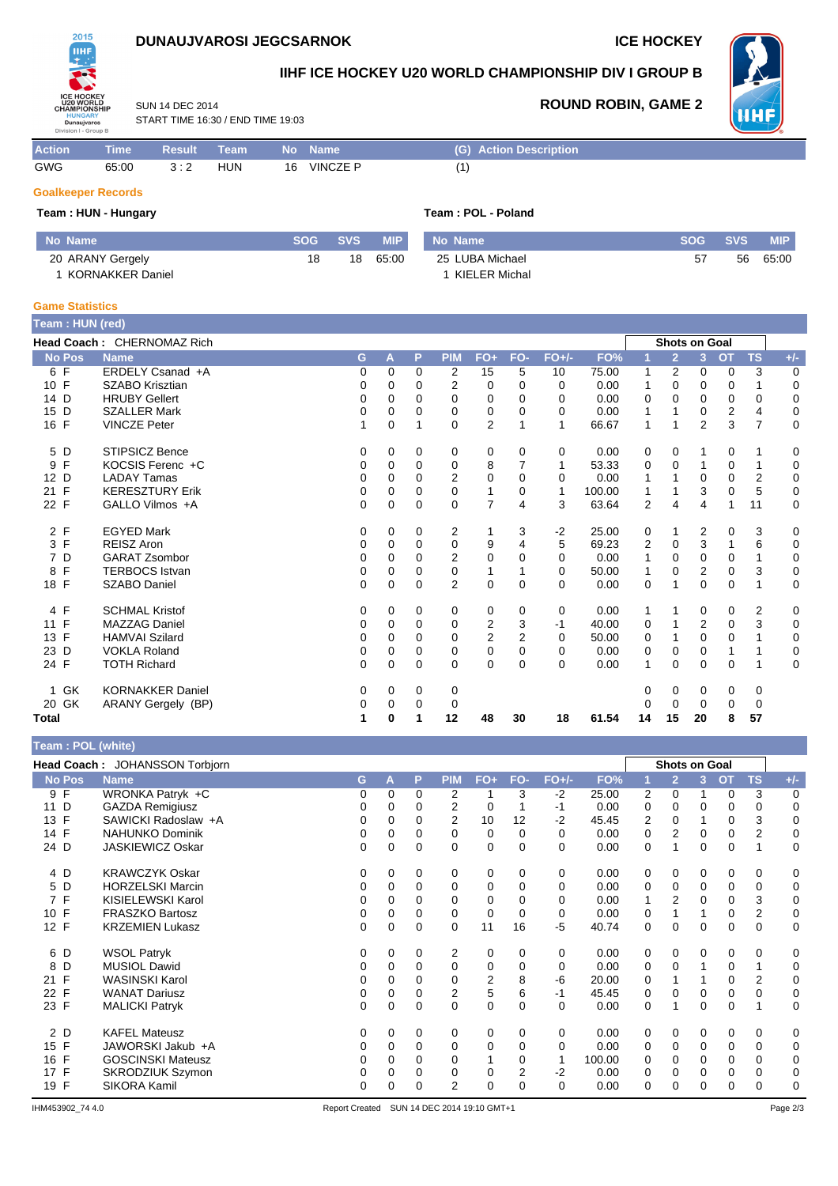# DUNAUJVAROSI JEGCSARNOK

ICE HOCKEY

## IIHF ICE HOCKEY U20 WORLD CHAMPIONSHIP DIV I GROUP B

SUN 14 DEC 2014
START TIME 16:30 / END TIME 19:03

**ROUND ROBIN, GAME 2**

| Action | Time | Result | Team | No | Name | (G) Action Description |
|---|---|---|---|---|---|---|
| GWG | 65:00 | 3 : 2 | HUN | 16 | VINCZE P | (1) |

### Goalkeeper Records

**Team : HUN - Hungary**

| No | Name | SOG | SVS | MIP |
|---|---|---|---|---|
| 20 | ARANY Gergely | 18 | 18 | 65:00 |
| 1 | KORNAKKER Daniel | | | |

**Team : POL - Poland**

| No | Name | SOG | SVS | MIP |
|---|---|---|---|---|
| 25 | LUBA Michael | 57 | 56 | 65:00 |
| 1 | KIELER Michal | | | |

### Game Statistics

**Team : HUN (red)**

**Head Coach :** CHERNOMAZ Rich

| No | Pos | Name | G | A | P | PIM | FO+ | FO- | FO+/- | FO% | Shots on Goal 1 | 2 | 3 | OT | TS | +/- |
|---|---|---|---|---|---|---|---|---|---|---|---|---|---|---|---|---|
| 6 | F | ERDELY Csanad +A | 0 | 0 | 0 | 2 | 15 | 5 | 10 | 75.00 | 1 | 2 | 0 | 0 | 3 | 0 |
| 10 | F | SZABO Krisztian | 0 | 0 | 0 | 2 | 0 | 0 | 0 | 0.00 | 1 | 0 | 0 | 0 | 1 | 0 |
| 14 | D | HRUBY Gellert | 0 | 0 | 0 | 0 | 0 | 0 | 0 | 0.00 | 0 | 0 | 0 | 0 | 0 | 0 |
| 15 | D | SZALLER Mark | 0 | 0 | 0 | 0 | 0 | 0 | 0 | 0.00 | 1 | 1 | 0 | 2 | 4 | 0 |
| 16 | F | VINCZE Peter | 1 | 0 | 1 | 0 | 2 | 1 | 1 | 66.67 | 1 | 1 | 2 | 3 | 7 | 0 |
| 5 | D | STIPSICZ Bence | 0 | 0 | 0 | 0 | 0 | 0 | 0 | 0.00 | 0 | 0 | 1 | 0 | 1 | 0 |
| 9 | F | KOCSIS Ferenc +C | 0 | 0 | 0 | 0 | 8 | 7 | 1 | 53.33 | 0 | 0 | 1 | 0 | 1 | 0 |
| 12 | D | LADAY Tamas | 0 | 0 | 0 | 2 | 0 | 0 | 0 | 0.00 | 1 | 1 | 0 | 0 | 2 | 0 |
| 21 | F | KERESZTURY Erik | 0 | 0 | 0 | 0 | 1 | 0 | 1 | 100.00 | 1 | 1 | 3 | 0 | 5 | 0 |
| 22 | F | GALLO Vilmos +A | 0 | 0 | 0 | 0 | 7 | 4 | 3 | 63.64 | 2 | 4 | 4 | 1 | 11 | 0 |
| 2 | F | EGYED Mark | 0 | 0 | 0 | 2 | 1 | 3 | -2 | 25.00 | 0 | 1 | 2 | 0 | 3 | 0 |
| 3 | F | REISZ Aron | 0 | 0 | 0 | 0 | 9 | 4 | 5 | 69.23 | 2 | 0 | 3 | 1 | 6 | 0 |
| 7 | D | GARAT Zsombor | 0 | 0 | 0 | 2 | 0 | 0 | 0 | 0.00 | 1 | 0 | 0 | 0 | 1 | 0 |
| 8 | F | TERBOCS Istvan | 0 | 0 | 0 | 0 | 1 | 1 | 0 | 50.00 | 1 | 0 | 2 | 0 | 3 | 0 |
| 18 | F | SZABO Daniel | 0 | 0 | 0 | 2 | 0 | 0 | 0 | 0.00 | 0 | 1 | 0 | 0 | 1 | 0 |
| 4 | F | SCHMAL Kristof | 0 | 0 | 0 | 0 | 0 | 0 | 0 | 0.00 | 1 | 1 | 0 | 0 | 2 | 0 |
| 11 | F | MAZZAG Daniel | 0 | 0 | 0 | 0 | 2 | 3 | -1 | 40.00 | 0 | 1 | 2 | 0 | 3 | 0 |
| 13 | F | HAMVAI Szilard | 0 | 0 | 0 | 0 | 2 | 2 | 0 | 50.00 | 0 | 1 | 0 | 0 | 1 | 0 |
| 23 | D | VOKLA Roland | 0 | 0 | 0 | 0 | 0 | 0 | 0 | 0.00 | 0 | 0 | 0 | 1 | 1 | 0 |
| 24 | F | TOTH Richard | 0 | 0 | 0 | 0 | 0 | 0 | 0 | 0.00 | 1 | 0 | 0 | 0 | 1 | 0 |
| 1 | GK | KORNAKKER Daniel | 0 | 0 | 0 | 0 | | | | | 0 | 0 | 0 | 0 | 0 | |
| 20 | GK | ARANY Gergely (BP) | 0 | 0 | 0 | 0 | | | | | 0 | 0 | 0 | 0 | 0 | |
| **Total** | | | **1** | **0** | **1** | **12** | **48** | **30** | **18** | **61.54** | **14** | **15** | **20** | **8** | **57** | |

**Team : POL (white)**

**Head Coach :** JOHANSSON Torbjorn

| No | Pos | Name | G | A | P | PIM | FO+ | FO- | FO+/- | FO% | Shots on Goal 1 | 2 | 3 | OT | TS | +/- |
|---|---|---|---|---|---|---|---|---|---|---|---|---|---|---|---|---|
| 9 | F | WRONKA Patryk +C | 0 | 0 | 0 | 2 | 1 | 3 | -2 | 25.00 | 2 | 0 | 1 | 0 | 3 | 0 |
| 11 | D | GAZDA Remigiusz | 0 | 0 | 0 | 2 | 0 | 1 | -1 | 0.00 | 0 | 0 | 0 | 0 | 0 | 0 |
| 13 | F | SAWICKI Radoslaw +A | 0 | 0 | 0 | 2 | 10 | 12 | -2 | 45.45 | 2 | 0 | 1 | 0 | 3 | 0 |
| 14 | F | NAHUNKO Dominik | 0 | 0 | 0 | 0 | 0 | 0 | 0 | 0.00 | 0 | 2 | 0 | 0 | 2 | 0 |
| 24 | D | JASKIEWICZ Oskar | 0 | 0 | 0 | 0 | 0 | 0 | 0 | 0.00 | 0 | 1 | 0 | 0 | 1 | 0 |
| 4 | D | KRAWCZYK Oskar | 0 | 0 | 0 | 0 | 0 | 0 | 0 | 0.00 | 0 | 0 | 0 | 0 | 0 | 0 |
| 5 | D | HORZELSKI Marcin | 0 | 0 | 0 | 0 | 0 | 0 | 0 | 0.00 | 0 | 0 | 0 | 0 | 0 | 0 |
| 7 | F | KISIELEWSKI Karol | 0 | 0 | 0 | 0 | 0 | 0 | 0 | 0.00 | 1 | 2 | 0 | 0 | 3 | 0 |
| 10 | F | FRASZKO Bartosz | 0 | 0 | 0 | 0 | 0 | 0 | 0 | 0.00 | 0 | 1 | 1 | 0 | 2 | 0 |
| 12 | F | KRZEMIEN Lukasz | 0 | 0 | 0 | 0 | 11 | 16 | -5 | 40.74 | 0 | 0 | 0 | 0 | 0 | 0 |
| 6 | D | WSOL Patryk | 0 | 0 | 0 | 2 | 0 | 0 | 0 | 0.00 | 0 | 0 | 0 | 0 | 0 | 0 |
| 8 | D | MUSIOL Dawid | 0 | 0 | 0 | 0 | 0 | 0 | 0 | 0.00 | 0 | 0 | 1 | 0 | 1 | 0 |
| 21 | F | WASINSKI Karol | 0 | 0 | 0 | 0 | 2 | 8 | -6 | 20.00 | 0 | 1 | 1 | 0 | 2 | 0 |
| 22 | F | WANAT Dariusz | 0 | 0 | 0 | 2 | 5 | 6 | -1 | 45.45 | 0 | 0 | 0 | 0 | 0 | 0 |
| 23 | F | MALICKI Patryk | 0 | 0 | 0 | 0 | 0 | 0 | 0 | 0.00 | 0 | 1 | 0 | 0 | 1 | 0 |
| 2 | D | KAFEL Mateusz | 0 | 0 | 0 | 0 | 0 | 0 | 0 | 0.00 | 0 | 0 | 0 | 0 | 0 | 0 |
| 15 | F | JAWORSKI Jakub +A | 0 | 0 | 0 | 0 | 0 | 0 | 0 | 0.00 | 0 | 0 | 0 | 0 | 0 | 0 |
| 16 | F | GOSCINSKI Mateusz | 0 | 0 | 0 | 0 | 1 | 0 | 1 | 100.00 | 0 | 0 | 0 | 0 | 0 | 0 |
| 17 | F | SKRODZIUK Szymon | 0 | 0 | 0 | 0 | 0 | 2 | -2 | 0.00 | 0 | 0 | 0 | 0 | 0 | 0 |
| 19 | F | SIKORA Kamil | 0 | 0 | 0 | 2 | 0 | 0 | 0 | 0.00 | 0 | 0 | 0 | 0 | 0 | 0 |

IHM453902_74 4.0 Report Created SUN 14 DEC 2014 19:10 GMT+1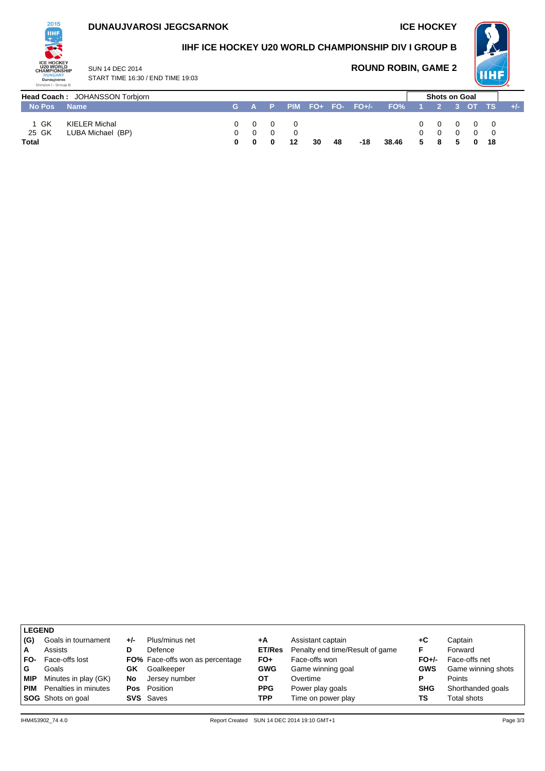**DUNAUJVAROSI JEGCSARNOK**

**ICE HOCKEY**

## IIHF ICE HOCKEY U20 WORLD CHAMPIONSHIP DIV I GROUP B

SUN 14 DEC 2014
START TIME 16:30 / END TIME 19:03

**ROUND ROBIN, GAME 2**

**Head Coach :** JOHANSSON Torbjorn

| No | Pos | Name | G | A | P | PIM | FO+ | FO- | FO+/- | FO% | Shots on Goal 1 | 2 | 3 | OT | TS | +/- |
|---|---|---|---|---|---|---|---|---|---|---|---|---|---|---|---|---|
| 1 | GK | KIELER Michal | 0 | 0 | 0 | 0 | | | | | 0 | 0 | 0 | 0 | 0 | |
| 25 | GK | LUBA Michael (BP) | 0 | 0 | 0 | 0 | | | | | 0 | 0 | 0 | 0 | 0 | |
| **Total** | | | **0** | **0** | **0** | **12** | **30** | **48** | **-18** | **38.46** | **5** | **8** | **5** | **0** | **18** | |

**LEGEND**

| | | | | | | | |
|---|---|---|---|---|---|---|---|
| **(G)** | Goals in tournament | **+/-** | Plus/minus net | **+A** | Assistant captain | **+C** | Captain |
| **A** | Assists | **D** | Defence | **ET/Res** | Penalty end time/Result of game | **F** | Forward |
| **FO-** | Face-offs lost | **FO%** | Face-offs won as percentage | **FO+** | Face-offs won | **FO+/-** | Face-offs net |
| **G** | Goals | **GK** | Goalkeeper | **GWG** | Game winning goal | **GWS** | Game winning shots |
| **MIP** | Minutes in play (GK) | **No** | Jersey number | **OT** | Overtime | **P** | Points |
| **PIM** | Penalties in minutes | **Pos** | Position | **PPG** | Power play goals | **SHG** | Shorthanded goals |
| **SOG** | Shots on goal | **SVS** | Saves | **TPP** | Time on power play | **TS** | Total shots |

IHM453902_74 4.0 Report Created SUN 14 DEC 2014 19:10 GMT+1